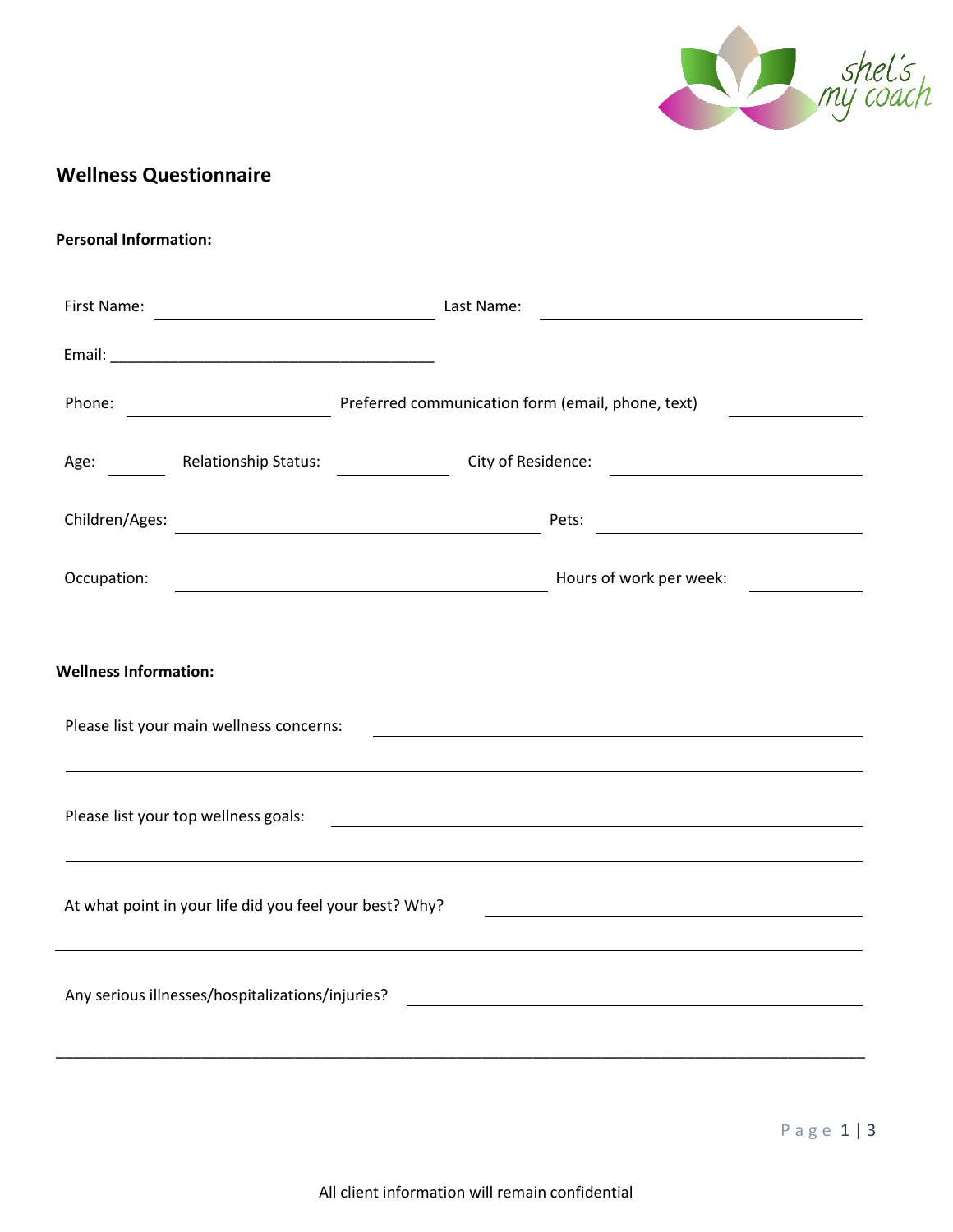shel's my coach

# Wellness Questionnaire

**Personal Information:**

First Name: ______________________ Last Name: ______________________

Email: ______________________________________

Phone: ________________ Preferred communication form (email, phone, text) __________

Age: _____ Relationship Status: _________ City of Residence: ____________________

Children/Ages: ______________________________ Pets: ____________________

Occupation: ______________________________ Hours of work per week: _________

**Wellness Information:**

Please list your main wellness concerns: ______________________________________

______________________________________________________________________

Please list your top wellness goals: __________________________________________

______________________________________________________________________

At what point in your life did you feel your best? Why? ______________________________

______________________________________________________________________

Any serious illnesses/hospitalizations/injuries? ______________________________

______________________________________________________________________

All client information will remain confidential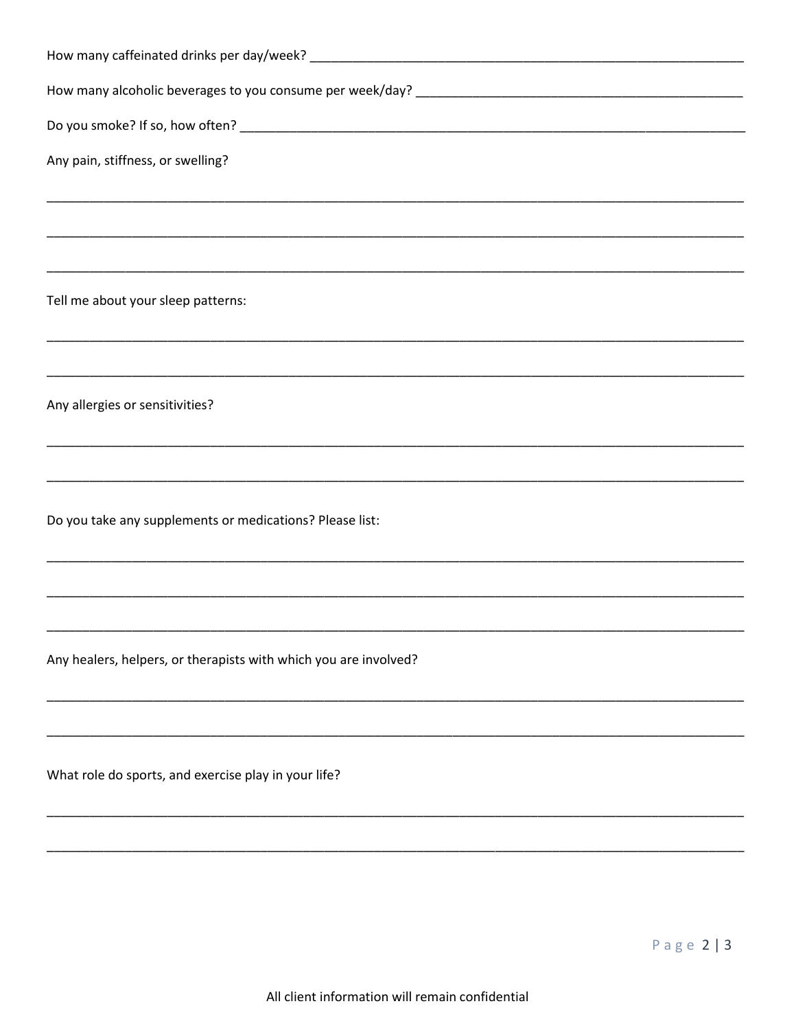How many caffeinated drinks per day/week? _______________________________________________

How many alcoholic beverages to you consume per week/day? _______________________________________________

Do you smoke? If so, how often? _______________________________________________

Any pain, stiffness, or swelling?

_______________________________________________

_______________________________________________

_______________________________________________

Tell me about your sleep patterns:

_______________________________________________

_______________________________________________

Any allergies or sensitivities?

_______________________________________________

_______________________________________________

Do you take any supplements or medications? Please list:

_______________________________________________

_______________________________________________

_______________________________________________

Any healers, helpers, or therapists with which you are involved?

_______________________________________________

_______________________________________________

What role do sports, and exercise play in your life?

_______________________________________________

_______________________________________________

All client information will remain confidential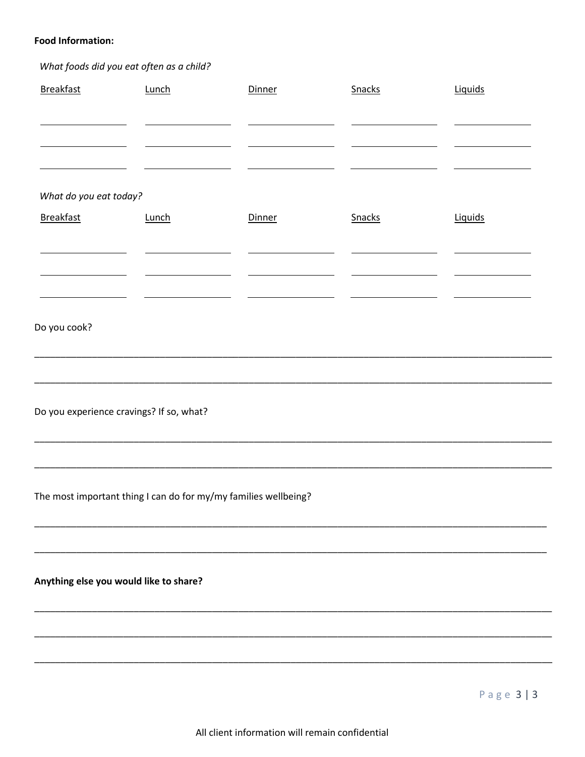**Food Information:**

*What foods did you eat often as a child?*

| Breakfast | Lunch | Dinner | Snacks | Liquids |
| --- | --- | --- | --- | --- |
| | | | | |
| | | | | |
| | | | | |

*What do you eat today?*

| Breakfast | Lunch | Dinner | Snacks | Liquids |
| --- | --- | --- | --- | --- |
| | | | | |
| | | | | |
| | | | | |

Do you cook?

______________________________________________________________________________

______________________________________________________________________________

Do you experience cravings? If so, what?

______________________________________________________________________________

______________________________________________________________________________

The most important thing I can do for my/my families wellbeing?

______________________________________________________________________________

______________________________________________________________________________

**Anything else you would like to share?**

______________________________________________________________________________

______________________________________________________________________________

______________________________________________________________________________

All client information will remain confidential